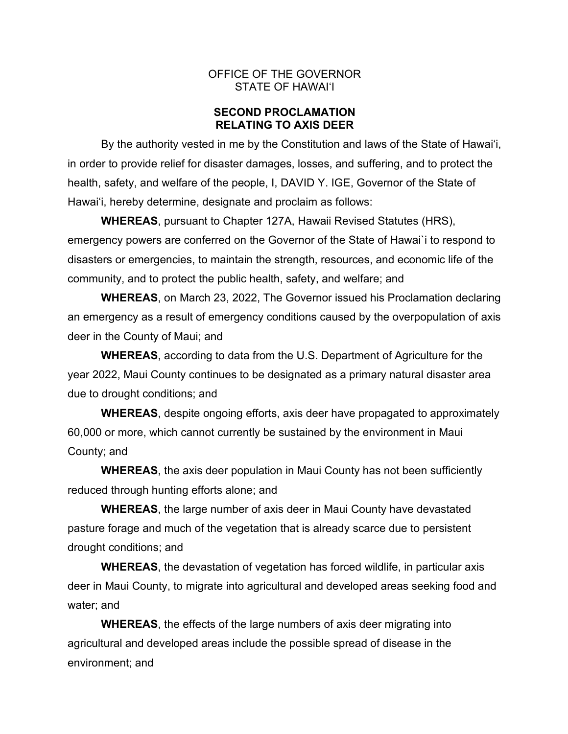OFFICE OF THE GOVERNOR
STATE OF HAWAIʻI

# SECOND PROCLAMATION RELATING TO AXIS DEER

By the authority vested in me by the Constitution and laws of the State of Hawaiʻi, in order to provide relief for disaster damages, losses, and suffering, and to protect the health, safety, and welfare of the people, I, DAVID Y. IGE, Governor of the State of Hawaiʻi, hereby determine, designate and proclaim as follows:

**WHEREAS**, pursuant to Chapter 127A, Hawaii Revised Statutes (HRS), emergency powers are conferred on the Governor of the State of Hawai`i to respond to disasters or emergencies, to maintain the strength, resources, and economic life of the community, and to protect the public health, safety, and welfare; and

**WHEREAS**, on March 23, 2022, The Governor issued his Proclamation declaring an emergency as a result of emergency conditions caused by the overpopulation of axis deer in the County of Maui; and

**WHEREAS**, according to data from the U.S. Department of Agriculture for the year 2022, Maui County continues to be designated as a primary natural disaster area due to drought conditions; and

**WHEREAS**, despite ongoing efforts, axis deer have propagated to approximately 60,000 or more, which cannot currently be sustained by the environment in Maui County; and

**WHEREAS**, the axis deer population in Maui County has not been sufficiently reduced through hunting efforts alone; and

**WHEREAS**, the large number of axis deer in Maui County have devastated pasture forage and much of the vegetation that is already scarce due to persistent drought conditions; and

**WHEREAS**, the devastation of vegetation has forced wildlife, in particular axis deer in Maui County, to migrate into agricultural and developed areas seeking food and water; and

**WHEREAS**, the effects of the large numbers of axis deer migrating into agricultural and developed areas include the possible spread of disease in the environment; and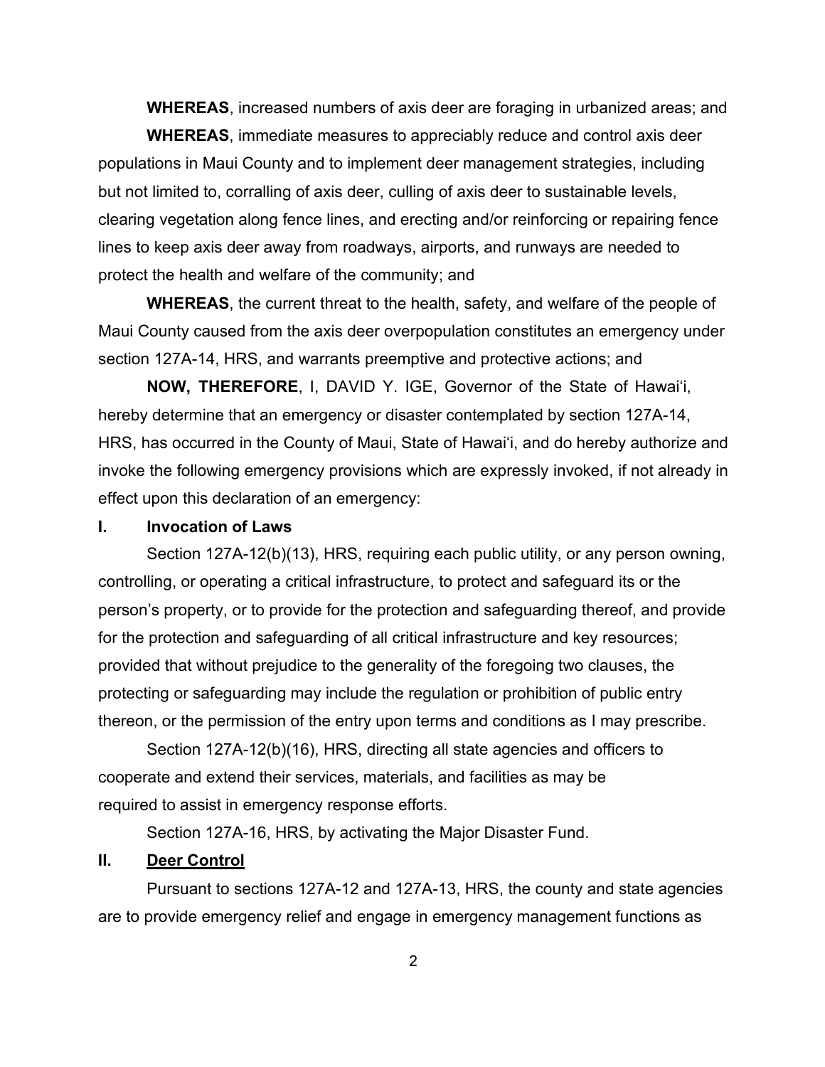**WHEREAS**, increased numbers of axis deer are foraging in urbanized areas; and

**WHEREAS**, immediate measures to appreciably reduce and control axis deer populations in Maui County and to implement deer management strategies, including but not limited to, corralling of axis deer, culling of axis deer to sustainable levels, clearing vegetation along fence lines, and erecting and/or reinforcing or repairing fence lines to keep axis deer away from roadways, airports, and runways are needed to protect the health and welfare of the community; and

**WHEREAS**, the current threat to the health, safety, and welfare of the people of Maui County caused from the axis deer overpopulation constitutes an emergency under section 127A-14, HRS, and warrants preemptive and protective actions; and

**NOW, THEREFORE**, I, DAVID Y. IGE, Governor of the State of Hawaiʻi, hereby determine that an emergency or disaster contemplated by section 127A-14, HRS, has occurred in the County of Maui, State of Hawaiʻi, and do hereby authorize and invoke the following emergency provisions which are expressly invoked, if not already in effect upon this declaration of an emergency:

## I. Invocation of Laws

Section 127A-12(b)(13), HRS, requiring each public utility, or any person owning, controlling, or operating a critical infrastructure, to protect and safeguard its or the person's property, or to provide for the protection and safeguarding thereof, and provide for the protection and safeguarding of all critical infrastructure and key resources; provided that without prejudice to the generality of the foregoing two clauses, the protecting or safeguarding may include the regulation or prohibition of public entry thereon, or the permission of the entry upon terms and conditions as I may prescribe.

Section 127A-12(b)(16), HRS, directing all state agencies and officers to cooperate and extend their services, materials, and facilities as may be required to assist in emergency response efforts.

Section 127A-16, HRS, by activating the Major Disaster Fund.

## II. Deer Control

Pursuant to sections 127A-12 and 127A-13, HRS, the county and state agencies are to provide emergency relief and engage in emergency management functions as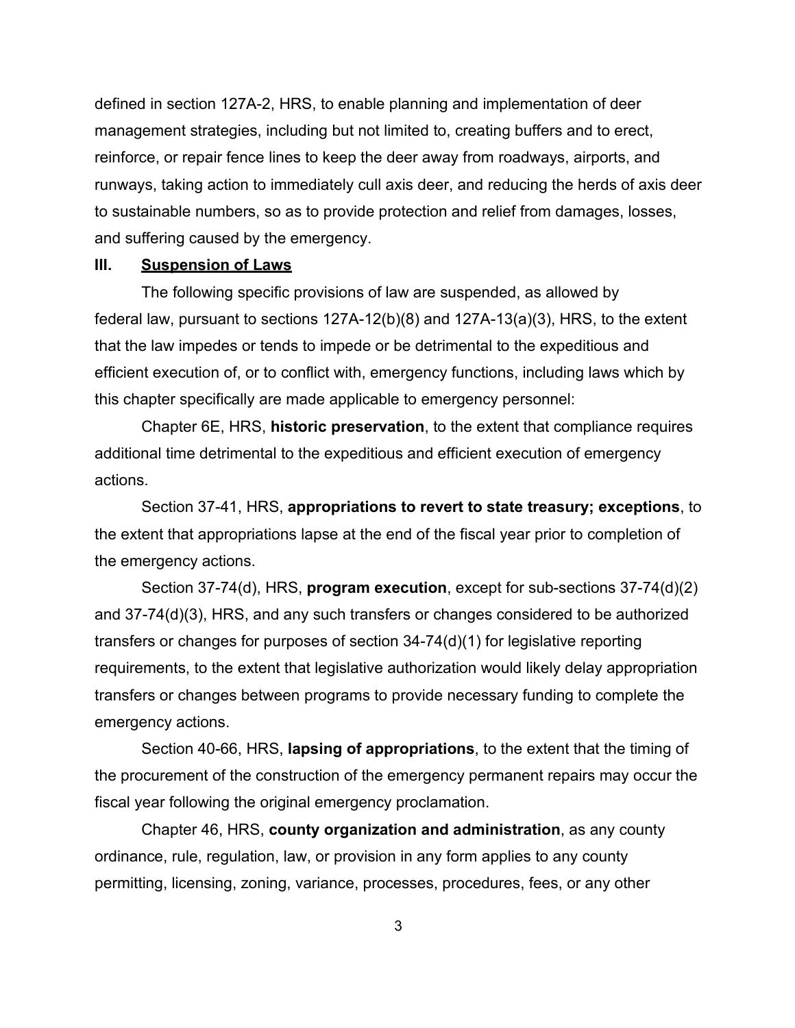defined in section 127A-2, HRS, to enable planning and implementation of deer management strategies, including but not limited to, creating buffers and to erect, reinforce, or repair fence lines to keep the deer away from roadways, airports, and runways, taking action to immediately cull axis deer, and reducing the herds of axis deer to sustainable numbers, so as to provide protection and relief from damages, losses, and suffering caused by the emergency.

### III. Suspension of Laws

The following specific provisions of law are suspended, as allowed by federal law, pursuant to sections 127A-12(b)(8) and 127A-13(a)(3), HRS, to the extent that the law impedes or tends to impede or be detrimental to the expeditious and efficient execution of, or to conflict with, emergency functions, including laws which by this chapter specifically are made applicable to emergency personnel:

Chapter 6E, HRS, **historic preservation**, to the extent that compliance requires additional time detrimental to the expeditious and efficient execution of emergency actions.

Section 37-41, HRS, **appropriations to revert to state treasury; exceptions**, to the extent that appropriations lapse at the end of the fiscal year prior to completion of the emergency actions.

Section 37-74(d), HRS, **program execution**, except for sub-sections 37-74(d)(2) and 37-74(d)(3), HRS, and any such transfers or changes considered to be authorized transfers or changes for purposes of section 34-74(d)(1) for legislative reporting requirements, to the extent that legislative authorization would likely delay appropriation transfers or changes between programs to provide necessary funding to complete the emergency actions.

Section 40-66, HRS, **lapsing of appropriations**, to the extent that the timing of the procurement of the construction of the emergency permanent repairs may occur the fiscal year following the original emergency proclamation.

Chapter 46, HRS, **county organization and administration**, as any county ordinance, rule, regulation, law, or provision in any form applies to any county permitting, licensing, zoning, variance, processes, procedures, fees, or any other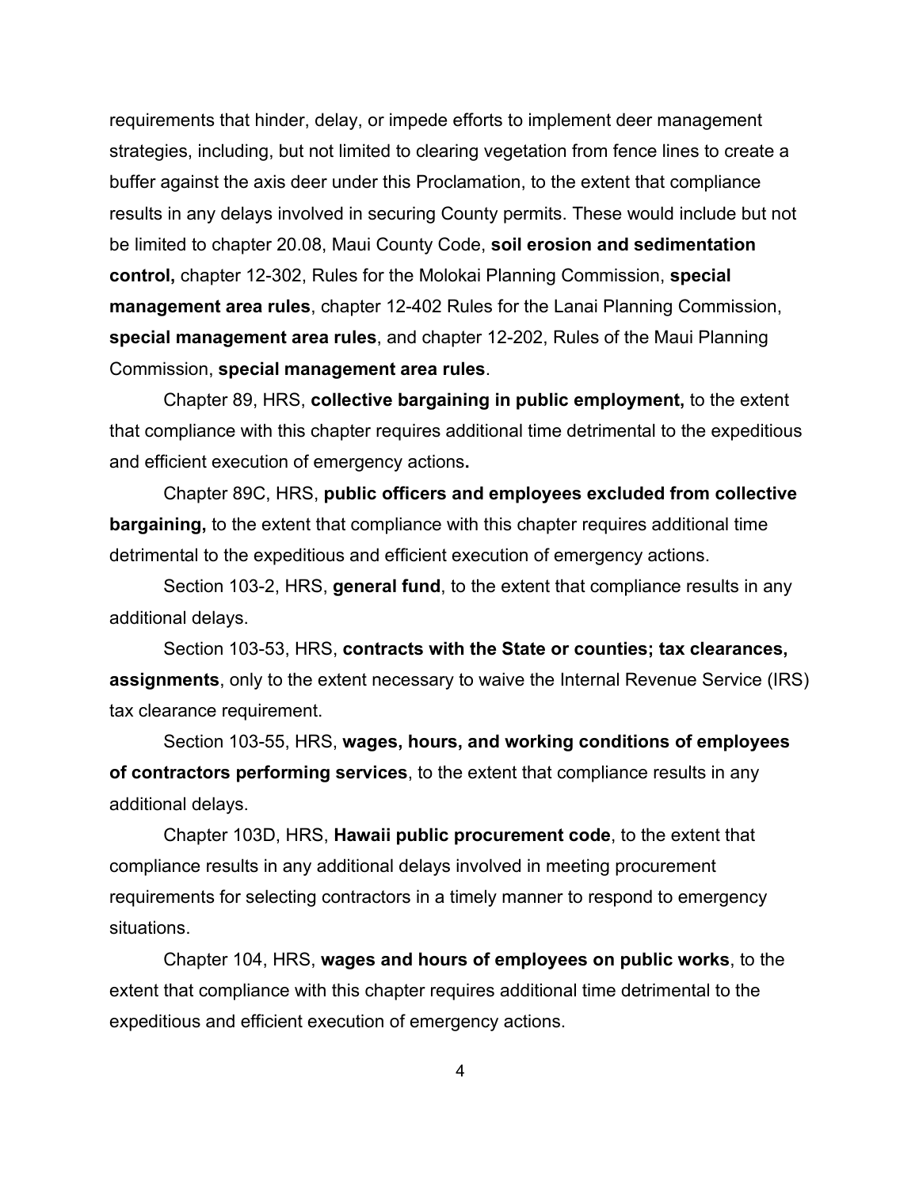requirements that hinder, delay, or impede efforts to implement deer management strategies, including, but not limited to clearing vegetation from fence lines to create a buffer against the axis deer under this Proclamation, to the extent that compliance results in any delays involved in securing County permits. These would include but not be limited to chapter 20.08, Maui County Code, **soil erosion and sedimentation control,** chapter 12-302, Rules for the Molokai Planning Commission, **special management area rules**, chapter 12-402 Rules for the Lanai Planning Commission, **special management area rules**, and chapter 12-202, Rules of the Maui Planning Commission, **special management area rules**.

Chapter 89, HRS, **collective bargaining in public employment,** to the extent that compliance with this chapter requires additional time detrimental to the expeditious and efficient execution of emergency actions**.**

Chapter 89C, HRS, **public officers and employees excluded from collective bargaining,** to the extent that compliance with this chapter requires additional time detrimental to the expeditious and efficient execution of emergency actions.

Section 103-2, HRS, **general fund**, to the extent that compliance results in any additional delays.

Section 103-53, HRS, **contracts with the State or counties; tax clearances, assignments**, only to the extent necessary to waive the Internal Revenue Service (IRS) tax clearance requirement.

Section 103-55, HRS, **wages, hours, and working conditions of employees of contractors performing services**, to the extent that compliance results in any additional delays.

Chapter 103D, HRS, **Hawaii public procurement code**, to the extent that compliance results in any additional delays involved in meeting procurement requirements for selecting contractors in a timely manner to respond to emergency situations.

Chapter 104, HRS, **wages and hours of employees on public works**, to the extent that compliance with this chapter requires additional time detrimental to the expeditious and efficient execution of emergency actions.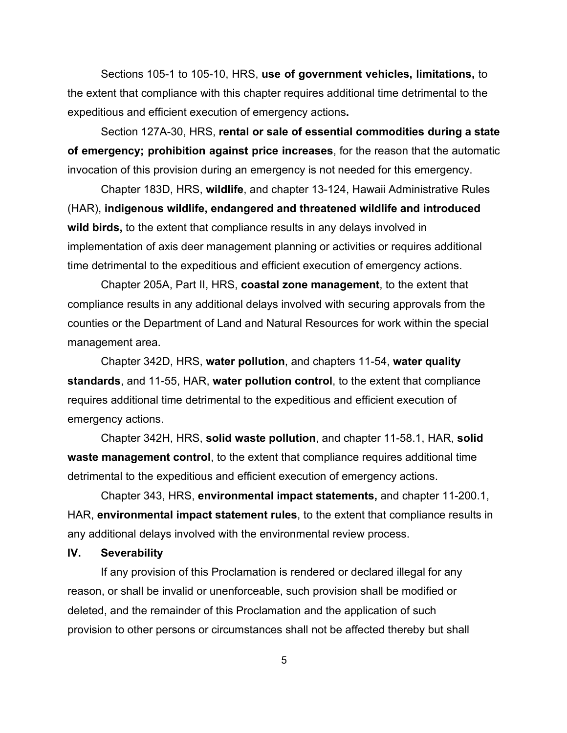Sections 105-1 to 105-10, HRS, **use of government vehicles, limitations,** to the extent that compliance with this chapter requires additional time detrimental to the expeditious and efficient execution of emergency actions**.**

Section 127A-30, HRS, **rental or sale of essential commodities during a state of emergency; prohibition against price increases**, for the reason that the automatic invocation of this provision during an emergency is not needed for this emergency.

Chapter 183D, HRS, **wildlife**, and chapter 13-124, Hawaii Administrative Rules (HAR), **indigenous wildlife, endangered and threatened wildlife and introduced wild birds,** to the extent that compliance results in any delays involved in implementation of axis deer management planning or activities or requires additional time detrimental to the expeditious and efficient execution of emergency actions.

Chapter 205A, Part II, HRS, **coastal zone management**, to the extent that compliance results in any additional delays involved with securing approvals from the counties or the Department of Land and Natural Resources for work within the special management area.

Chapter 342D, HRS, **water pollution**, and chapters 11-54, **water quality standards**, and 11-55, HAR, **water pollution control**, to the extent that compliance requires additional time detrimental to the expeditious and efficient execution of emergency actions.

Chapter 342H, HRS, **solid waste pollution**, and chapter 11-58.1, HAR, **solid waste management control**, to the extent that compliance requires additional time detrimental to the expeditious and efficient execution of emergency actions.

Chapter 343, HRS, **environmental impact statements,** and chapter 11-200.1, HAR, **environmental impact statement rules**, to the extent that compliance results in any additional delays involved with the environmental review process.

## IV. Severability

If any provision of this Proclamation is rendered or declared illegal for any reason, or shall be invalid or unenforceable, such provision shall be modified or deleted, and the remainder of this Proclamation and the application of such provision to other persons or circumstances shall not be affected thereby but shall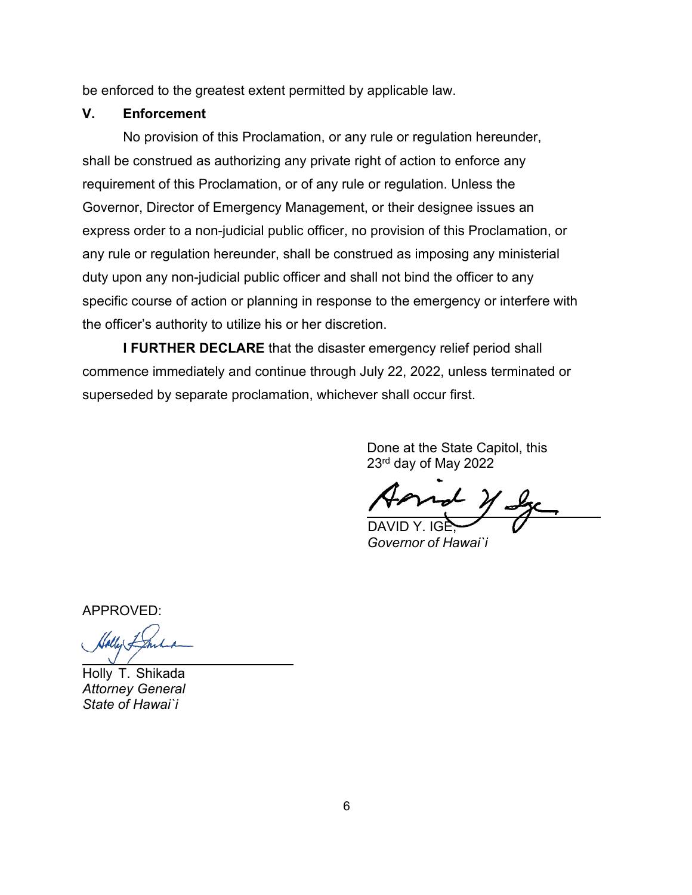be enforced to the greatest extent permitted by applicable law.

## V. Enforcement

No provision of this Proclamation, or any rule or regulation hereunder, shall be construed as authorizing any private right of action to enforce any requirement of this Proclamation, or of any rule or regulation. Unless the Governor, Director of Emergency Management, or their designee issues an express order to a non-judicial public officer, no provision of this Proclamation, or any rule or regulation hereunder, shall be construed as imposing any ministerial duty upon any non-judicial public officer and shall not bind the officer to any specific course of action or planning in response to the emergency or interfere with the officer's authority to utilize his or her discretion.

**I FURTHER DECLARE** that the disaster emergency relief period shall commence immediately and continue through July 22, 2022, unless terminated or superseded by separate proclamation, whichever shall occur first.

Done at the State Capitol, this 23rd day of May 2022

DAVID Y. IGE,
*Governor of Hawai`i*

APPROVED:

Holly T. Shikada
*Attorney General*
*State of Hawai`i*